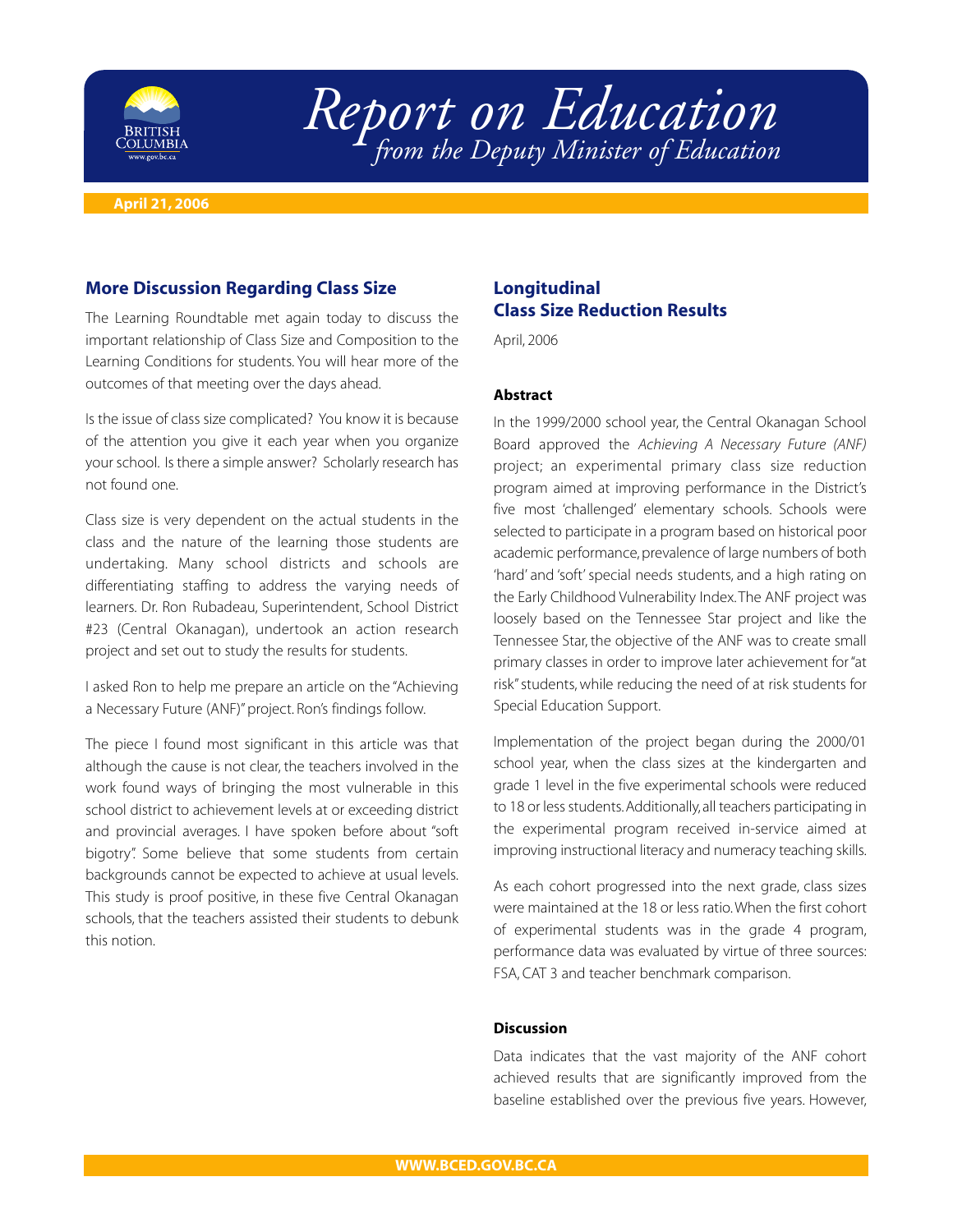# Report on Education

*from the Deputy Minister of Education*

**April 21, 2006**

## More Discussion Regarding Class Size

The Learning Roundtable met again today to discuss the important relationship of Class Size and Composition to the Learning Conditions for students. You will hear more of the outcomes of that meeting over the days ahead.

Is the issue of class size complicated? You know it is because of the attention you give it each year when you organize your school. Is there a simple answer? Scholarly research has not found one.

Class size is very dependent on the actual students in the class and the nature of the learning those students are undertaking. Many school districts and schools are differentiating staffing to address the varying needs of learners. Dr. Ron Rubadeau, Superintendent, School District #23 (Central Okanagan), undertook an action research project and set out to study the results for students.

I asked Ron to help me prepare an article on the "Achieving a Necessary Future (ANF)" project. Ron's findings follow.

The piece I found most significant in this article was that although the cause is not clear, the teachers involved in the work found ways of bringing the most vulnerable in this school district to achievement levels at or exceeding district and provincial averages. I have spoken before about "soft bigotry". Some believe that some students from certain backgrounds cannot be expected to achieve at usual levels. This study is proof positive, in these five Central Okanagan schools, that the teachers assisted their students to debunk this notion.

## Longitudinal Class Size Reduction Results

April, 2006

### Abstract

In the 1999/2000 school year, the Central Okanagan School Board approved the *Achieving A Necessary Future (ANF)* project; an experimental primary class size reduction program aimed at improving performance in the District's five most 'challenged' elementary schools. Schools were selected to participate in a program based on historical poor academic performance, prevalence of large numbers of both 'hard' and 'soft' special needs students, and a high rating on the Early Childhood Vulnerability Index. The ANF project was loosely based on the Tennessee Star project and like the Tennessee Star, the objective of the ANF was to create small primary classes in order to improve later achievement for "at risk" students, while reducing the need of at risk students for Special Education Support.

Implementation of the project began during the 2000/01 school year, when the class sizes at the kindergarten and grade 1 level in the five experimental schools were reduced to 18 or less students. Additionally, all teachers participating in the experimental program received in-service aimed at improving instructional literacy and numeracy teaching skills.

As each cohort progressed into the next grade, class sizes were maintained at the 18 or less ratio. When the first cohort of experimental students was in the grade 4 program, performance data was evaluated by virtue of three sources: FSA, CAT 3 and teacher benchmark comparison.

### Discussion

Data indicates that the vast majority of the ANF cohort achieved results that are significantly improved from the baseline established over the previous five years. However,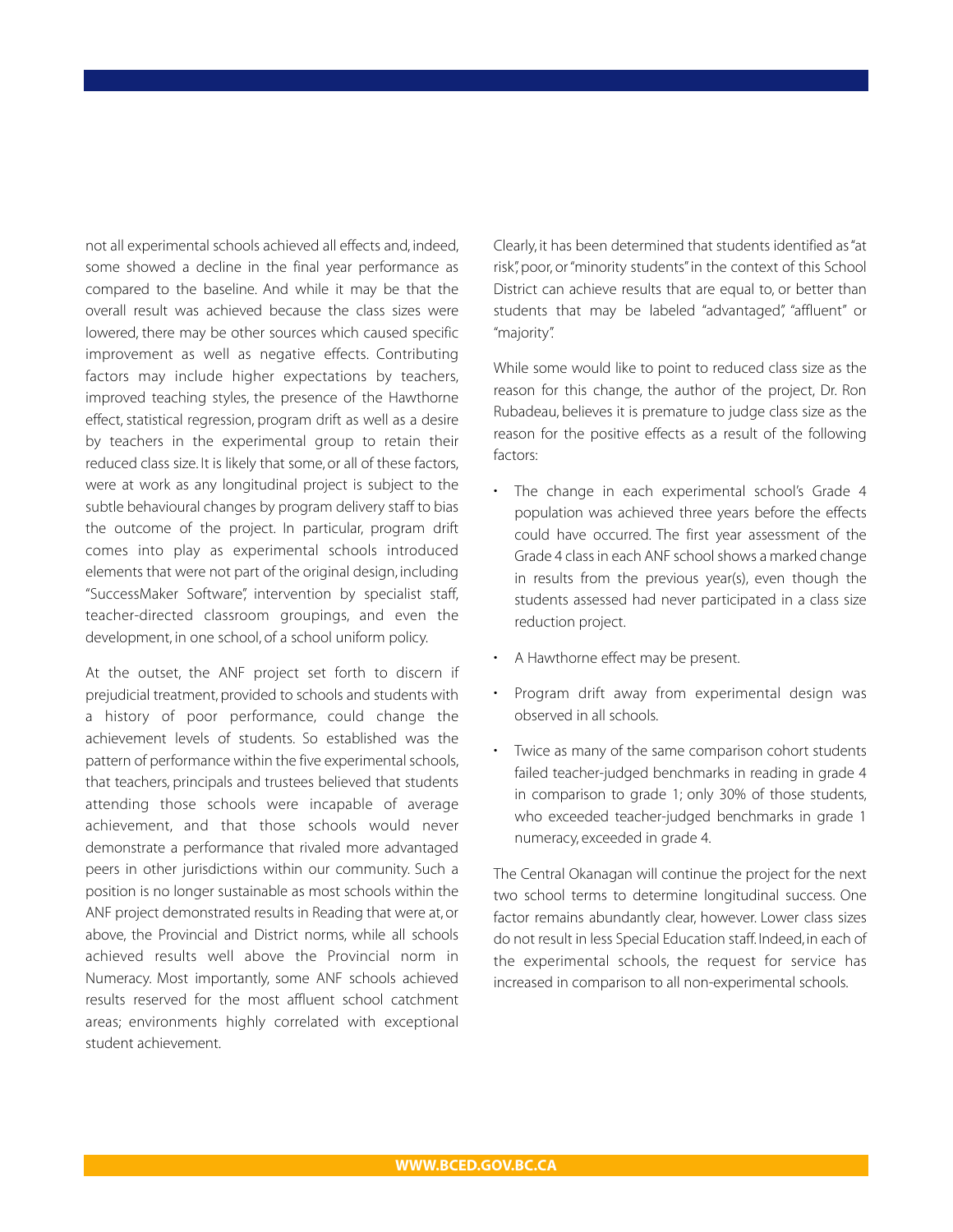not all experimental schools achieved all effects and, indeed, some showed a decline in the final year performance as compared to the baseline. And while it may be that the overall result was achieved because the class sizes were lowered, there may be other sources which caused specific improvement as well as negative effects. Contributing factors may include higher expectations by teachers, improved teaching styles, the presence of the Hawthorne effect, statistical regression, program drift as well as a desire by teachers in the experimental group to retain their reduced class size. It is likely that some, or all of these factors, were at work as any longitudinal project is subject to the subtle behavioural changes by program delivery staff to bias the outcome of the project. In particular, program drift comes into play as experimental schools introduced elements that were not part of the original design, including "SuccessMaker Software", intervention by specialist staff, teacher-directed classroom groupings, and even the development, in one school, of a school uniform policy.

At the outset, the ANF project set forth to discern if prejudicial treatment, provided to schools and students with a history of poor performance, could change the achievement levels of students. So established was the pattern of performance within the five experimental schools, that teachers, principals and trustees believed that students attending those schools were incapable of average achievement, and that those schools would never demonstrate a performance that rivaled more advantaged peers in other jurisdictions within our community. Such a position is no longer sustainable as most schools within the ANF project demonstrated results in Reading that were at, or above, the Provincial and District norms, while all schools achieved results well above the Provincial norm in Numeracy. Most importantly, some ANF schools achieved results reserved for the most affluent school catchment areas; environments highly correlated with exceptional student achievement.

Clearly, it has been determined that students identified as "at risk", poor, or "minority students" in the context of this School District can achieve results that are equal to, or better than students that may be labeled "advantaged", "affluent" or "majority".

While some would like to point to reduced class size as the reason for this change, the author of the project, Dr. Ron Rubadeau, believes it is premature to judge class size as the reason for the positive effects as a result of the following factors:

- The change in each experimental school's Grade 4 population was achieved three years before the effects could have occurred. The first year assessment of the Grade 4 class in each ANF school shows a marked change in results from the previous year(s), even though the students assessed had never participated in a class size reduction project.
- A Hawthorne effect may be present.
- Program drift away from experimental design was observed in all schools.
- Twice as many of the same comparison cohort students failed teacher-judged benchmarks in reading in grade 4 in comparison to grade 1; only 30% of those students, who exceeded teacher-judged benchmarks in grade 1 numeracy, exceeded in grade 4.

The Central Okanagan will continue the project for the next two school terms to determine longitudinal success. One factor remains abundantly clear, however. Lower class sizes do not result in less Special Education staff. Indeed, in each of the experimental schools, the request for service has increased in comparison to all non-experimental schools.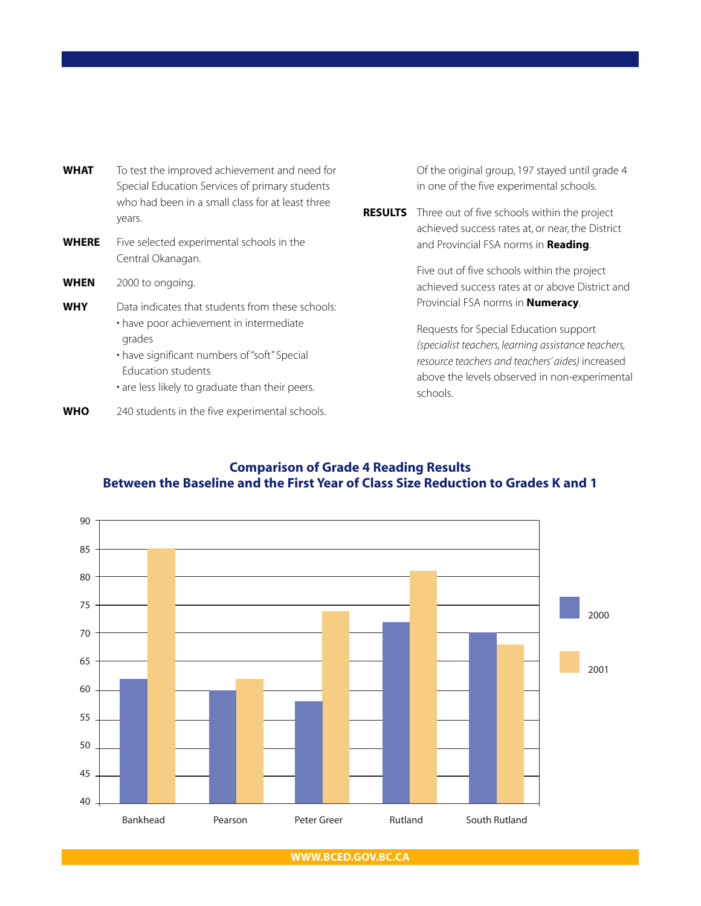**WHAT** To test the improved achievement and need for Special Education Services of primary students who had been in a small class for at least three years.

**WHERE** Five selected experimental schools in the Central Okanagan.

**WHEN** 2000 to ongoing.

**WHY** Data indicates that students from these schools:

- have poor achievement in intermediate grades
- have significant numbers of "soft" Special Education students
- are less likely to graduate than their peers.

**WHO** 240 students in the five experimental schools.

Of the original group, 197 stayed until grade 4 in one of the five experimental schools.

**RESULTS** Three out of five schools within the project achieved success rates at, or near, the District and Provincial FSA norms in **Reading**.

Five out of five schools within the project achieved success rates at or above District and Provincial FSA norms in **Numeracy**.

Requests for Special Education support *(specialist teachers, learning assistance teachers, resource teachers and teachers' aides)* increased above the levels observed in non-experimental schools.

## Comparison of Grade 4 Reading Results Between the Baseline and the First Year of Class Size Reduction to Grades K and 1

| School | 2000 | 2001 |
|---|---|---|
| Bankhead | 62 | 85 |
| Pearson | 60 | 62 |
| Peter Greer | 58 | 74 |
| Rutland | 72 | 81 |
| South Rutland | 70 | 68 |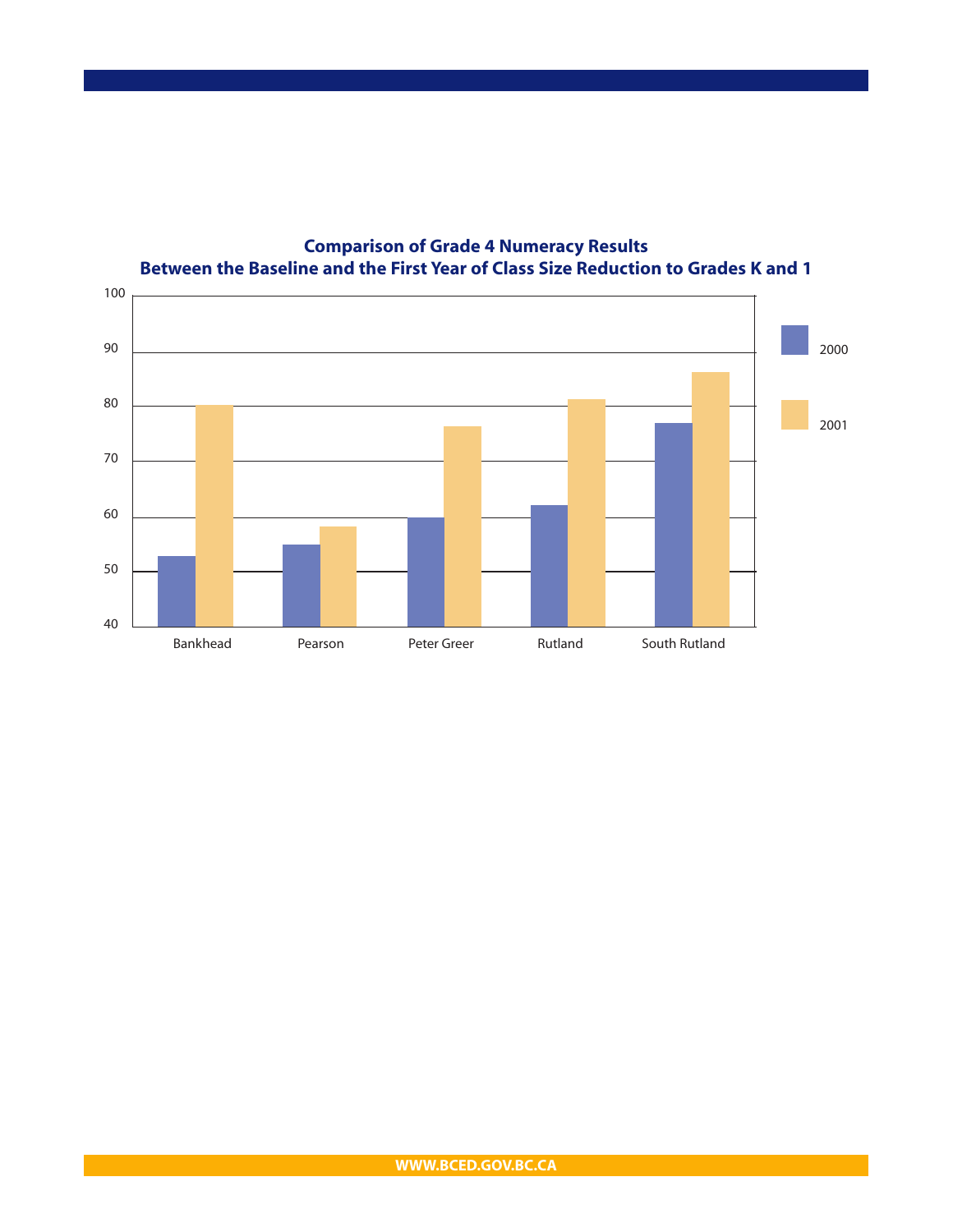**Comparison of Grade 4 Numeracy Results**
**Between the Baseline and the First Year of Class Size Reduction to Grades K and 1**

| School | 2000 | 2001 |
| --- | --- | --- |
| Bankhead | 53 | 80 |
| Pearson | 55 | 58 |
| Peter Greer | 60 | 76 |
| Rutland | 62 | 81 |
| South Rutland | 77 | 86 |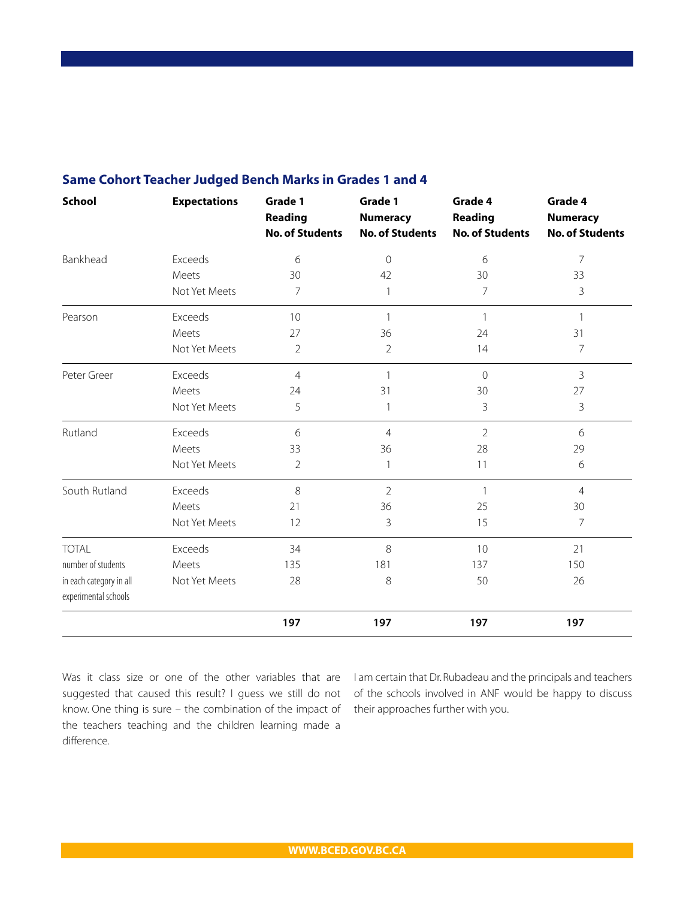### Same Cohort Teacher Judged Bench Marks in Grades 1 and 4

| School | Expectations | Grade 1 Reading No. of Students | Grade 1 Numeracy No. of Students | Grade 4 Reading No. of Students | Grade 4 Numeracy No. of Students |
|---|---|---|---|---|---|
| Bankhead | Exceeds | 6 | 0 | 6 | 7 |
| | Meets | 30 | 42 | 30 | 33 |
| | Not Yet Meets | 7 | 1 | 7 | 3 |
| Pearson | Exceeds | 10 | 1 | 1 | 1 |
| | Meets | 27 | 36 | 24 | 31 |
| | Not Yet Meets | 2 | 2 | 14 | 7 |
| Peter Greer | Exceeds | 4 | 1 | 0 | 3 |
| | Meets | 24 | 31 | 30 | 27 |
| | Not Yet Meets | 5 | 1 | 3 | 3 |
| Rutland | Exceeds | 6 | 4 | 2 | 6 |
| | Meets | 33 | 36 | 28 | 29 |
| | Not Yet Meets | 2 | 1 | 11 | 6 |
| South Rutland | Exceeds | 8 | 2 | 1 | 4 |
| | Meets | 21 | 36 | 25 | 30 |
| | Not Yet Meets | 12 | 3 | 15 | 7 |
| TOTAL number of students in each category in all experimental schools | Exceeds | 34 | 8 | 10 | 21 |
| | Meets | 135 | 181 | 137 | 150 |
| | Not Yet Meets | 28 | 8 | 50 | 26 |
| | | **197** | **197** | **197** | **197** |

Was it class size or one of the other variables that are suggested that caused this result? I guess we still do not know. One thing is sure – the combination of the impact of the teachers teaching and the children learning made a difference.

I am certain that Dr. Rubadeau and the principals and teachers of the schools involved in ANF would be happy to discuss their approaches further with you.